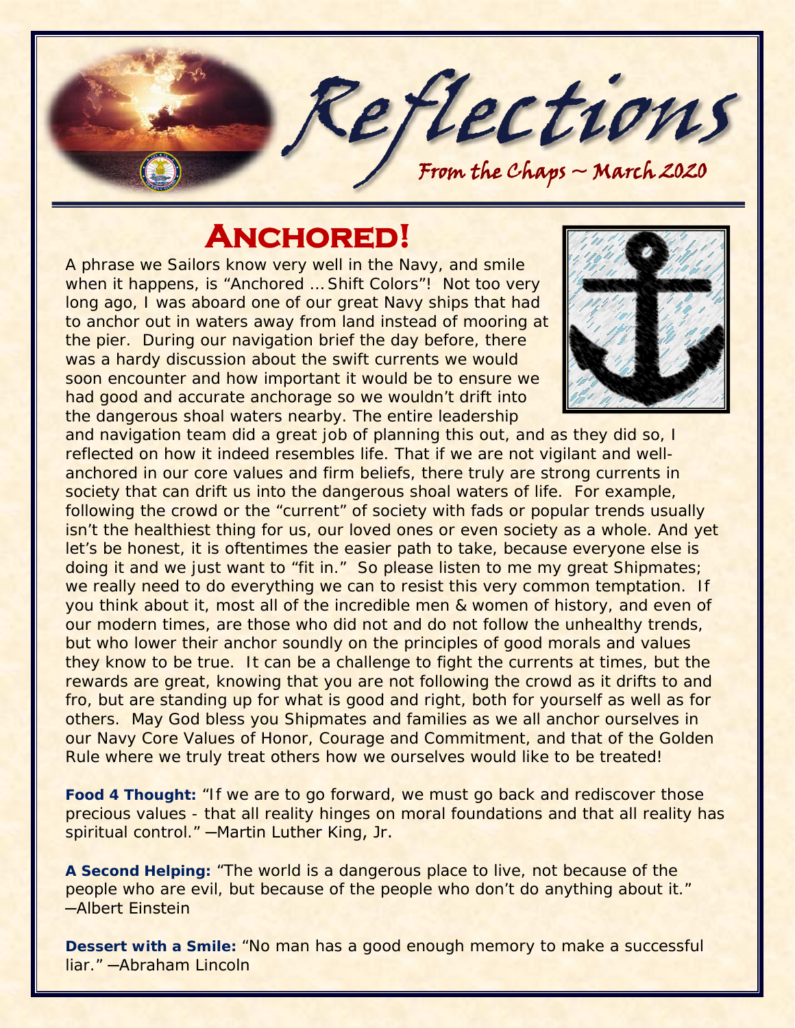# Reflections

From the Chaps ~ March 2020

## Anchored!

A phrase we Sailors know very well in the Navy, and smile when it happens, is "Anchored … Shift Colors"! Not too very long ago, I was aboard one of our great Navy ships that had to anchor out in waters away from land instead of mooring at the pier. During our navigation brief the day before, there was a hardy discussion about the swift currents we would soon encounter and how important it would be to ensure we had good and accurate anchorage so we wouldn't drift into the dangerous shoal waters nearby. The entire leadership and navigation team did a great job of planning this out, and as they did so, I reflected on how it indeed resembles life. That if we are not vigilant and well-anchored in our core values and firm beliefs, there truly are strong currents in society that can drift us into the dangerous shoal waters of life. For example, following the crowd or the "current" of society with fads or popular trends usually isn't the healthiest thing for us, our loved ones or even society as a whole. And yet let's be honest, it is oftentimes the easier path to take, because everyone else is doing it and we just want to "fit in." So please listen to me my great Shipmates; we really need to do everything we can to resist this very common temptation. If you think about it, most all of the incredible men & women of history, and even of our modern times, are those who did not and do not follow the unhealthy trends, but who lower their anchor soundly on the principles of good morals and values they know to be true. It can be a challenge to fight the currents at times, but the rewards are great, knowing that you are not following the crowd as it drifts to and fro, but are standing up for what is good and right, both for yourself as well as for others. May God bless you Shipmates and families as we all anchor ourselves in our Navy Core Values of Honor, Courage and Commitment, and that of the Golden Rule where we truly treat others how we ourselves would like to be treated!

**Food 4 Thought:** "If we are to go forward, we must go back and rediscover those precious values - that all reality hinges on moral foundations and that all reality has spiritual control." —Martin Luther King, Jr.

**A Second Helping:** "The world is a dangerous place to live, not because of the people who are evil, but because of the people who don't do anything about it." —Albert Einstein

**Dessert with a Smile:** "No man has a good enough memory to make a successful liar." —Abraham Lincoln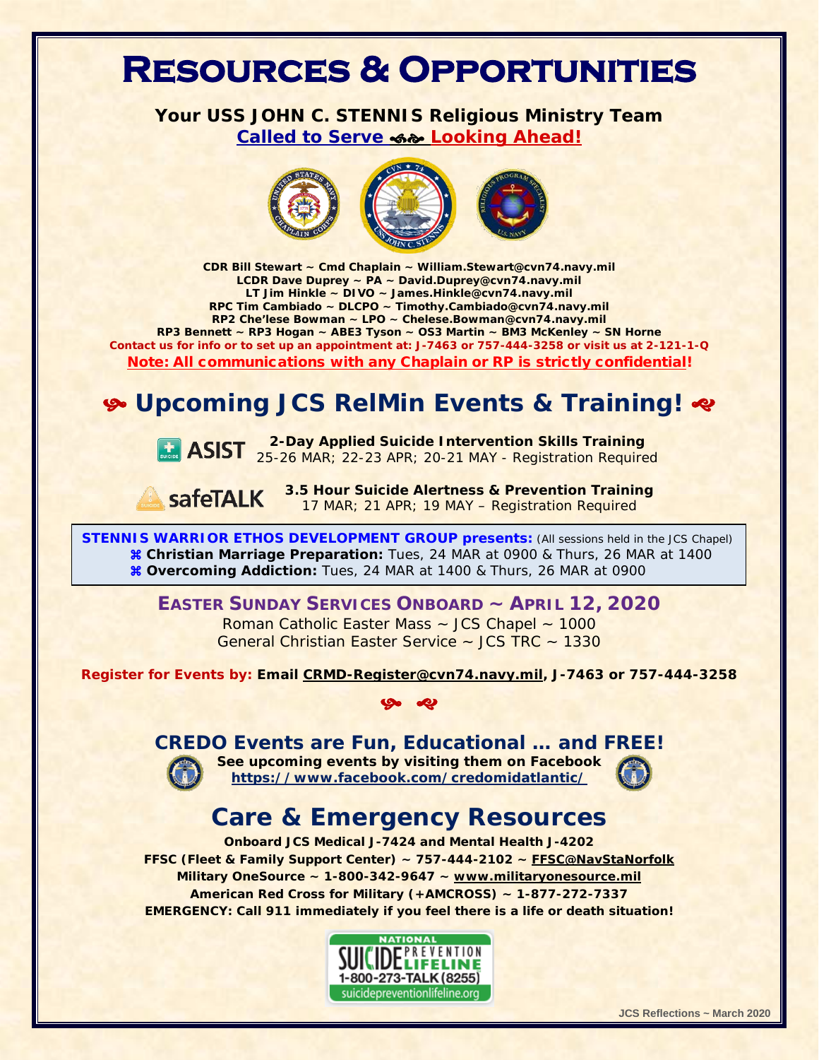# Resources & Opportunities

**Your USS JOHN C. STENNIS Religious Ministry Team**

**Called to Serve ❧ Looking Ahead!**

**CDR Bill Stewart ~ Cmd Chaplain ~ William.Stewart@cvn74.navy.mil**
**LCDR Dave Duprey ~ PA ~ David.Duprey@cvn74.navy.mil**
**LT Jim Hinkle ~ DIVO ~ James.Hinkle@cvn74.navy.mil**
**RPC Tim Cambiado ~ DLCPO ~ Timothy.Cambiado@cvn74.navy.mil**
**RP2 Che'lese Bowman ~ LPO ~ Chelese.Bowman@cvn74.navy.mil**
**RP3 Bennett ~ RP3 Hogan ~ ABE3 Tyson ~ OS3 Martin ~ BM3 McKenley ~ SN Horne**

**Contact us for info or to set up an appointment at: J-7463 or 757-444-3258 or visit us at 2-121-1-Q**

**Note: All communications with any Chaplain or RP is strictly confidential!**

## Upcoming JCS RelMin Events & Training!

**ASIST** — **2-Day Applied Suicide Intervention Skills Training**
25-26 MAR; 22-23 APR; 20-21 MAY - Registration Required

**safeTALK** — **3.5 Hour Suicide Alertness & Prevention Training**
17 MAR; 21 APR; 19 MAY – Registration Required

**STENNIS WARRIOR ETHOS DEVELOPMENT GROUP presents:** (All sessions held in the JCS Chapel)

- **Christian Marriage Preparation:** Tues, 24 MAR at 0900 & Thurs, 26 MAR at 1400
- **Overcoming Addiction:** Tues, 24 MAR at 1400 & Thurs, 26 MAR at 0900

**EASTER SUNDAY SERVICES ONBOARD ~ APRIL 12, 2020**

Roman Catholic Easter Mass ~ JCS Chapel ~ 1000
General Christian Easter Service ~ JCS TRC ~ 1330

**Register for Events by: Email CRMD-Register@cvn74.navy.mil, J-7463 or 757-444-3258**

## CREDO Events are Fun, Educational … and FREE!

**See upcoming events by visiting them on Facebook**
**https://www.facebook.com/credomidatlantic/**

## Care & Emergency Resources

**Onboard JCS Medical J-7424 and Mental Health J-4202**
**FFSC (Fleet & Family Support Center) ~ 757-444-2102 ~ FFSC@NavStaNorfolk**
**Military OneSource ~ 1-800-342-9647 ~ www.militaryonesource.mil**
**American Red Cross for Military (+AMCROSS) ~ 1-877-272-7337**
**EMERGENCY: Call 911 immediately if you feel there is a life or death situation!**

NATIONAL SUICIDE PREVENTION LIFELINE
1-800-273-TALK (8255)
suicidepreventionlifeline.org